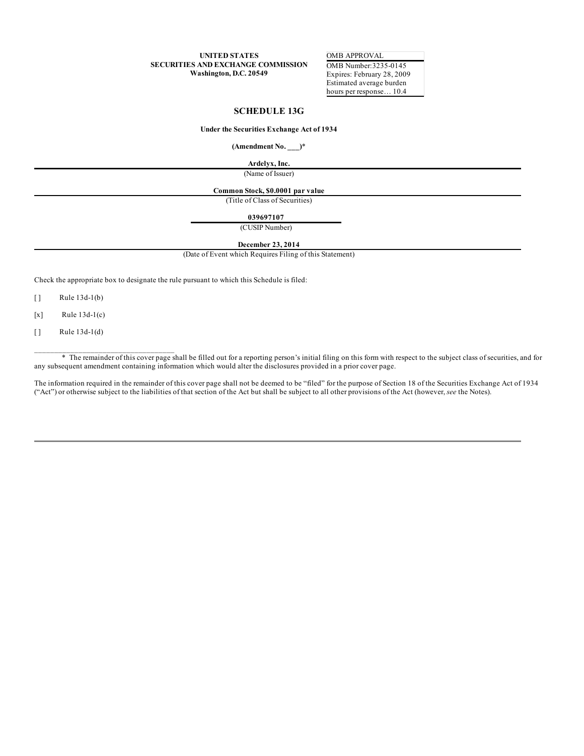**UNITED STATES**
**SECURITIES AND EXCHANGE COMMISSION**
**Washington, D.C. 20549**

| OMB APPROVAL |
| --- |
| OMB Number:3235-0145 |
| Expires: February 28, 2009 |
| Estimated average burden hours per response… 10.4 |

# SCHEDULE 13G

**Under the Securities Exchange Act of 1934**

**(Amendment No. ___)***

**Ardelyx, Inc.**

(Name of Issuer)

**Common Stock, $0.0001 par value**

(Title of Class of Securities)

**039697107**

(CUSIP Number)

**December 23, 2014**

(Date of Event which Requires Filing of this Statement)

Check the appropriate box to designate the rule pursuant to which this Schedule is filed:

[ ] Rule 13d-1(b)

[x] Rule 13d-1(c)

[ ] Rule 13d-1(d)

___________________________________

\* The remainder of this cover page shall be filled out for a reporting person's initial filing on this form with respect to the subject class of securities, and for any subsequent amendment containing information which would alter the disclosures provided in a prior cover page.

The information required in the remainder of this cover page shall not be deemed to be "filed" for the purpose of Section 18 of the Securities Exchange Act of 1934 ("Act") or otherwise subject to the liabilities of that section of the Act but shall be subject to all other provisions of the Act (however, *see* the Notes).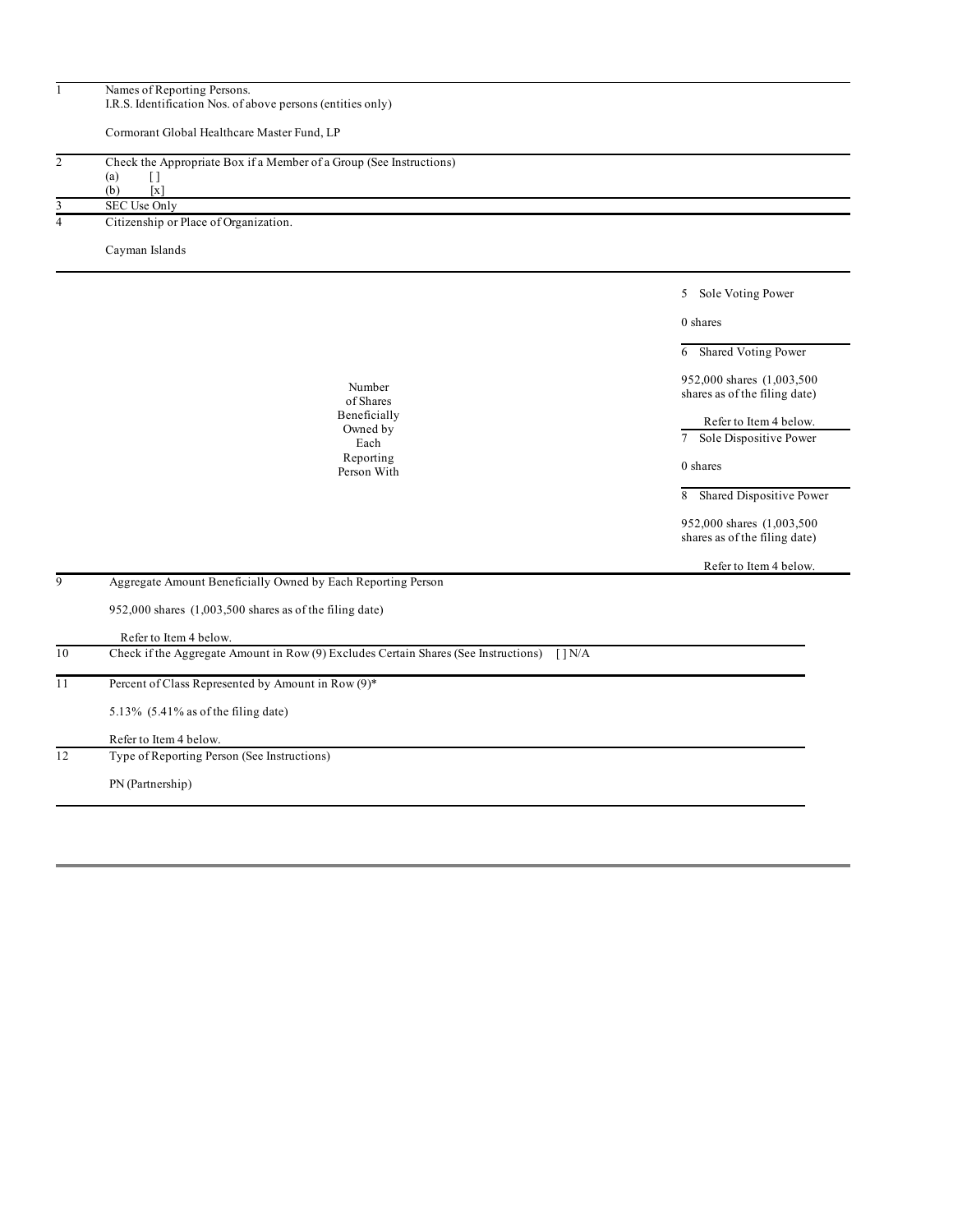| | |
|---|---|
| 1 | Names of Reporting Persons.<br>I.R.S. Identification Nos. of above persons (entities only)<br><br>Cormorant Global Healthcare Master Fund, LP |
| 2 | Check the Appropriate Box if a Member of a Group (See Instructions)<br>(a) [ ]<br>(b) [x] |
| 3 | SEC Use Only |
| 4 | Citizenship or Place of Organization.<br><br>Cayman Islands |

| Number of Shares Beneficially Owned by Each Reporting Person With | |
|---|---|
| | 5 Sole Voting Power<br><br>0 shares |
| | 6 Shared Voting Power<br><br>952,000 shares (1,003,500 shares as of the filing date)<br><br>Refer to Item 4 below. |
| | 7 Sole Dispositive Power<br><br>0 shares |
| | 8 Shared Dispositive Power<br><br>952,000 shares (1,003,500 shares as of the filing date)<br><br>Refer to Item 4 below. |

| | |
|---|---|
| 9 | Aggregate Amount Beneficially Owned by Each Reporting Person<br><br>952,000 shares (1,003,500 shares as of the filing date)<br><br>Refer to Item 4 below. |
| 10 | Check if the Aggregate Amount in Row (9) Excludes Certain Shares (See Instructions) [ ] N/A |
| 11 | Percent of Class Represented by Amount in Row (9)*<br><br>5.13% (5.41% as of the filing date)<br><br>Refer to Item 4 below. |
| 12 | Type of Reporting Person (See Instructions)<br><br>PN (Partnership) |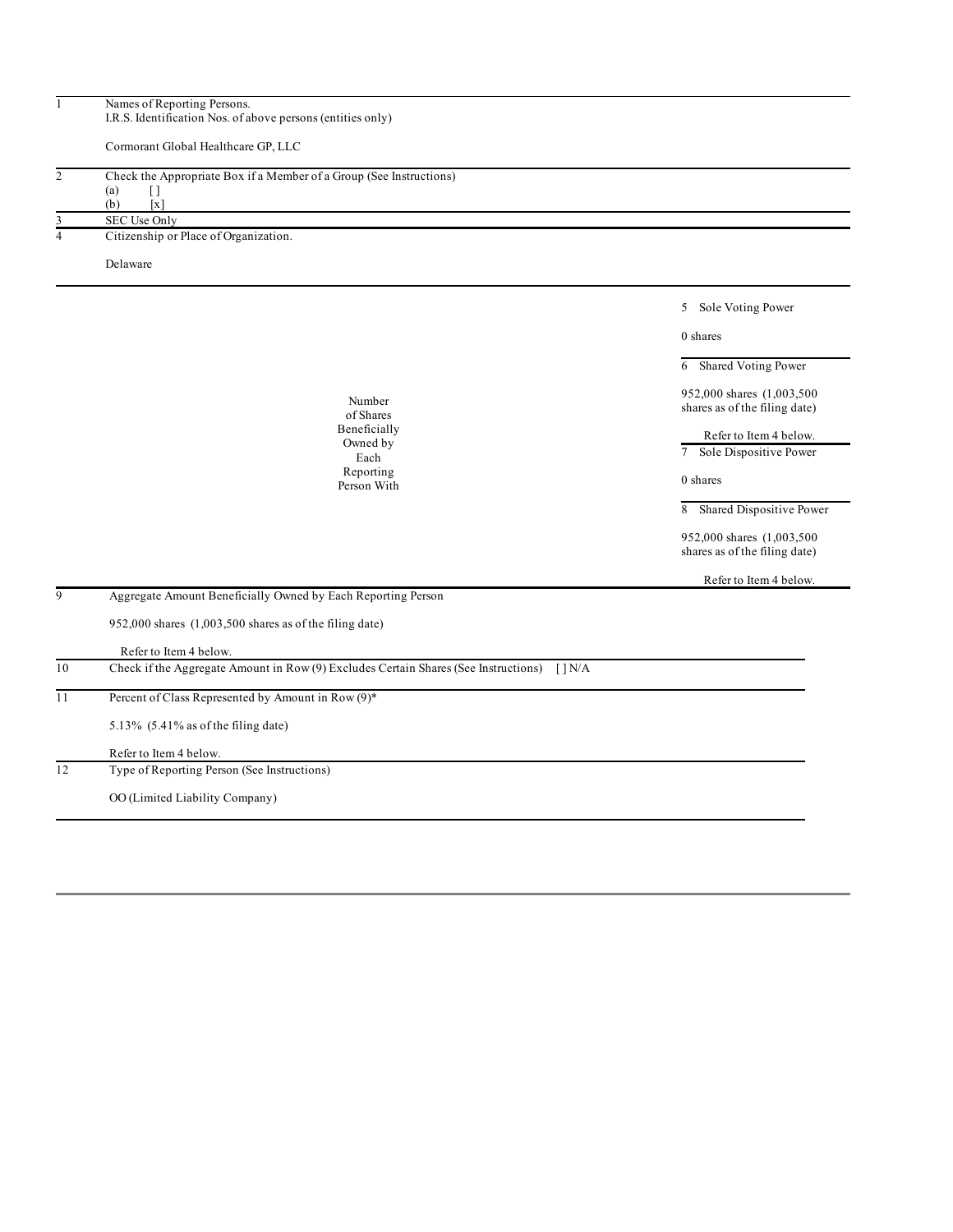| | | |
|---|---|---|
| 1 | Names of Reporting Persons.<br>I.R.S. Identification Nos. of above persons (entities only)<br><br>Cormorant Global Healthcare GP, LLC | |
| 2 | Check the Appropriate Box if a Member of a Group (See Instructions)<br>(a) [ ]<br>(b) [x] | |
| 3 | SEC Use Only | |
| 4 | Citizenship or Place of Organization.<br><br>Delaware | |
| Number of Shares Beneficially Owned by Each Reporting Person With | 5 Sole Voting Power | 0 shares |
| | 6 Shared Voting Power | 952,000 shares (1,003,500 shares as of the filing date)<br><br>Refer to Item 4 below. |
| | 7 Sole Dispositive Power | 0 shares |
| | 8 Shared Dispositive Power | 952,000 shares (1,003,500 shares as of the filing date)<br><br>Refer to Item 4 below. |
| 9 | Aggregate Amount Beneficially Owned by Each Reporting Person<br><br>952,000 shares (1,003,500 shares as of the filing date)<br><br>Refer to Item 4 below. | |
| 10 | Check if the Aggregate Amount in Row (9) Excludes Certain Shares (See Instructions) [ ] N/A | |
| 11 | Percent of Class Represented by Amount in Row (9)*<br><br>5.13% (5.41% as of the filing date)<br><br>Refer to Item 4 below. | |
| 12 | Type of Reporting Person (See Instructions)<br><br>OO (Limited Liability Company) | |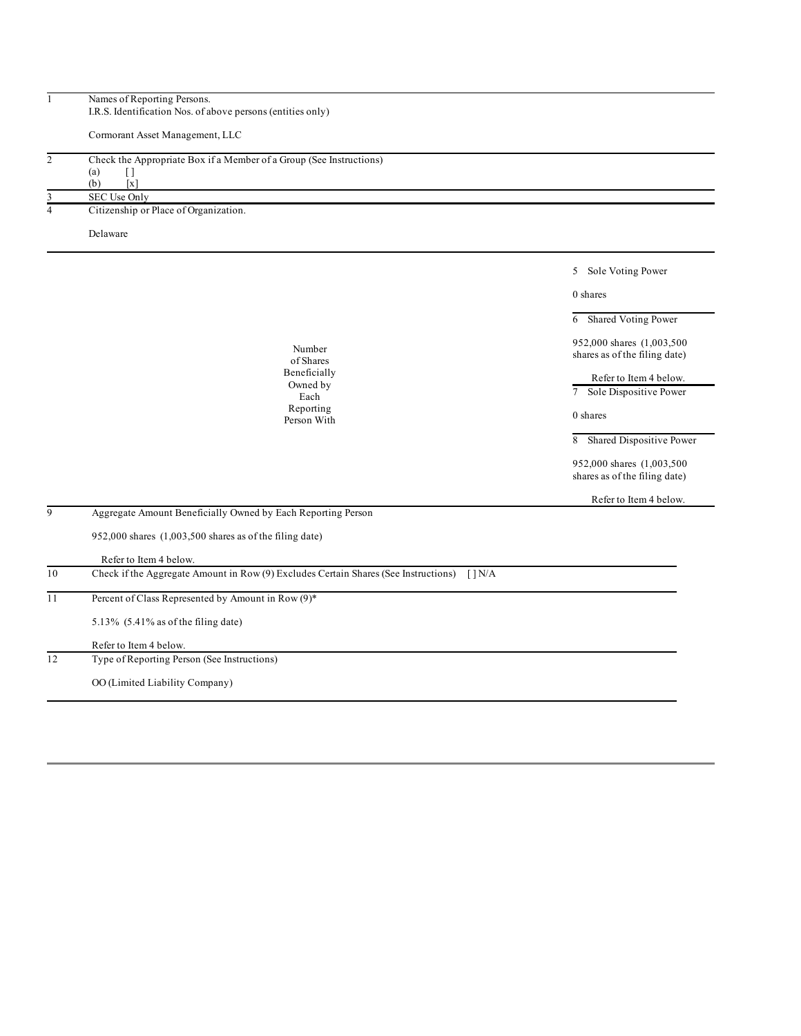| | |
|---|---|
| 1 | Names of Reporting Persons.<br>I.R.S. Identification Nos. of above persons (entities only)<br><br>Cormorant Asset Management, LLC |
| 2 | Check the Appropriate Box if a Member of a Group (See Instructions)<br>(a) [ ]<br>(b) [x] |
| 3 | SEC Use Only |
| 4 | Citizenship or Place of Organization.<br><br>Delaware |

| Number of Shares Beneficially Owned by Each Reporting Person With | |
|---|---|
| | 5 Sole Voting Power<br><br>0 shares |
| | 6 Shared Voting Power<br><br>952,000 shares (1,003,500 shares as of the filing date)<br><br>Refer to Item 4 below. |
| | 7 Sole Dispositive Power<br><br>0 shares |
| | 8 Shared Dispositive Power<br><br>952,000 shares (1,003,500 shares as of the filing date)<br><br>Refer to Item 4 below. |

| | |
|---|---|
| 9 | Aggregate Amount Beneficially Owned by Each Reporting Person<br><br>952,000 shares (1,003,500 shares as of the filing date)<br><br>Refer to Item 4 below. |
| 10 | Check if the Aggregate Amount in Row (9) Excludes Certain Shares (See Instructions) [ ] N/A |
| 11 | Percent of Class Represented by Amount in Row (9)*<br><br>5.13% (5.41% as of the filing date)<br><br>Refer to Item 4 below. |
| 12 | Type of Reporting Person (See Instructions)<br><br>OO (Limited Liability Company) |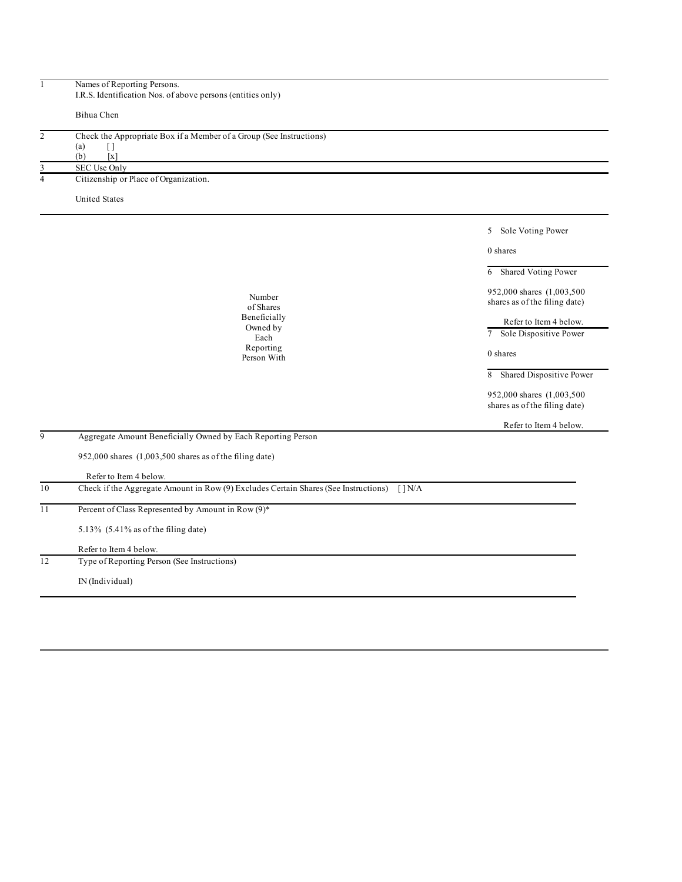| | | |
|---|---|---|
| 1 | Names of Reporting Persons.<br>I.R.S. Identification Nos. of above persons (entities only)<br><br>Bihua Chen | |
| 2 | Check the Appropriate Box if a Member of a Group (See Instructions)<br>(a) [ ]<br>(b) [x] | |
| 3 | SEC Use Only | |
| 4 | Citizenship or Place of Organization.<br><br>United States | |
| Number of Shares Beneficially Owned by Each Reporting Person With | 5 Sole Voting Power | 0 shares |
| | 6 Shared Voting Power | 952,000 shares (1,003,500 shares as of the filing date)<br><br>Refer to Item 4 below. |
| | 7 Sole Dispositive Power | 0 shares |
| | 8 Shared Dispositive Power | 952,000 shares (1,003,500 shares as of the filing date)<br><br>Refer to Item 4 below. |
| 9 | Aggregate Amount Beneficially Owned by Each Reporting Person<br><br>952,000 shares (1,003,500 shares as of the filing date)<br><br>Refer to Item 4 below. | |
| 10 | Check if the Aggregate Amount in Row (9) Excludes Certain Shares (See Instructions) [ ] N/A | |
| 11 | Percent of Class Represented by Amount in Row (9)*<br><br>5.13% (5.41% as of the filing date)<br><br>Refer to Item 4 below. | |
| 12 | Type of Reporting Person (See Instructions)<br><br>IN (Individual) | |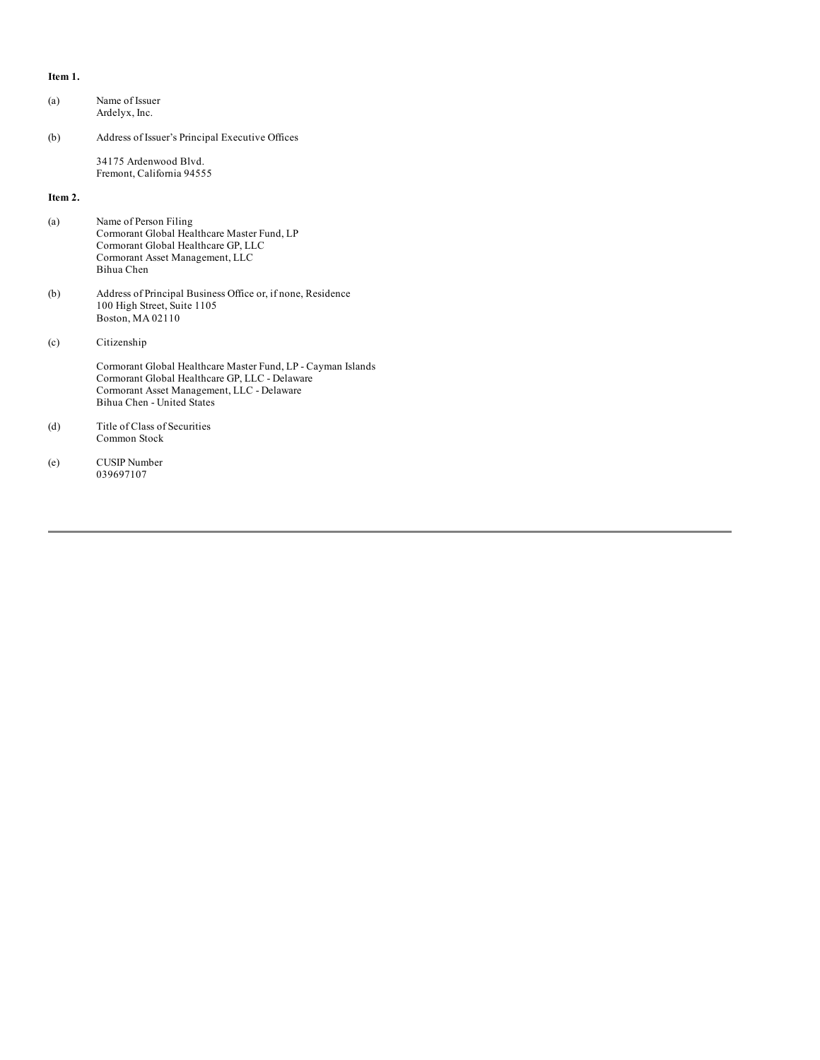**Item 1.**

(a) Name of Issuer
Ardelyx, Inc.

(b) Address of Issuer's Principal Executive Offices

34175 Ardenwood Blvd.
Fremont, California 94555

**Item 2.**

(a) Name of Person Filing
Cormorant Global Healthcare Master Fund, LP
Cormorant Global Healthcare GP, LLC
Cormorant Asset Management, LLC
Bihua Chen

(b) Address of Principal Business Office or, if none, Residence
100 High Street, Suite 1105
Boston, MA 02110

(c) Citizenship

Cormorant Global Healthcare Master Fund, LP - Cayman Islands
Cormorant Global Healthcare GP, LLC - Delaware
Cormorant Asset Management, LLC - Delaware
Bihua Chen - United States

(d) Title of Class of Securities
Common Stock

(e) CUSIP Number
039697107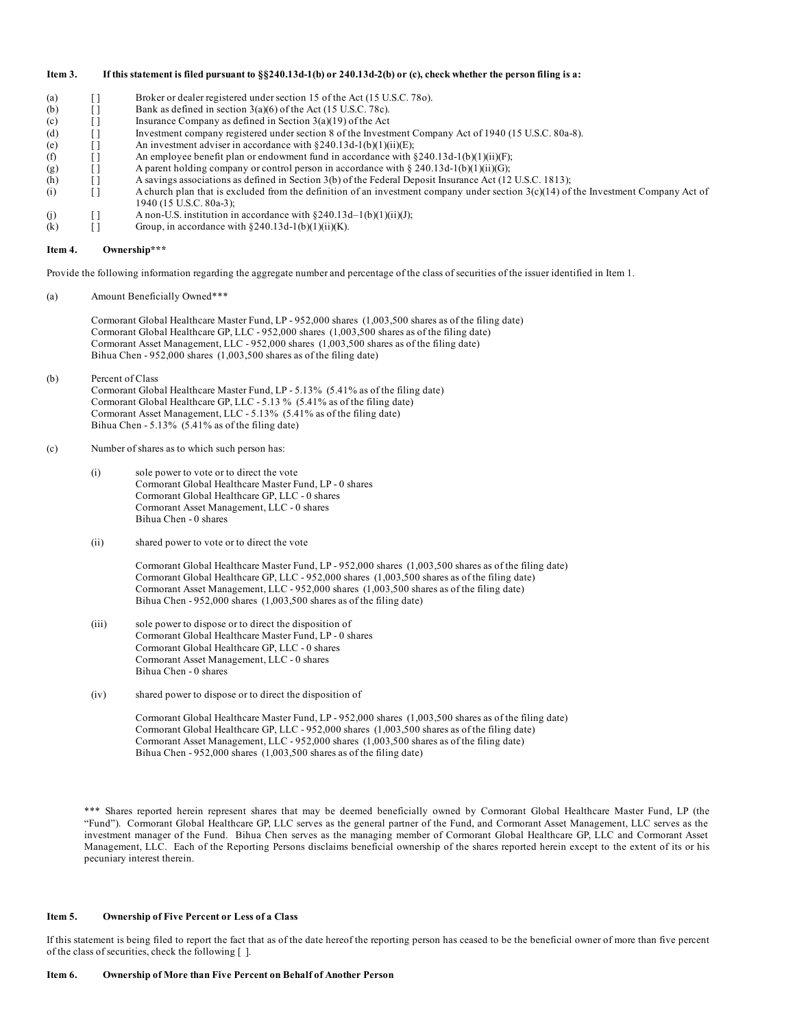**Item 3. If this statement is filed pursuant to §§240.13d-1(b) or 240.13d-2(b) or (c), check whether the person filing is a:**

- (a) [ ] Broker or dealer registered under section 15 of the Act (15 U.S.C. 78o).
- (b) [ ] Bank as defined in section 3(a)(6) of the Act (15 U.S.C. 78c).
- (c) [ ] Insurance Company as defined in Section 3(a)(19) of the Act
- (d) [ ] Investment company registered under section 8 of the Investment Company Act of 1940 (15 U.S.C. 80a-8).
- (e) [ ] An investment adviser in accordance with §240.13d-1(b)(1)(ii)(E);
- (f) [ ] An employee benefit plan or endowment fund in accordance with §240.13d-1(b)(1)(ii)(F);
- (g) [ ] A parent holding company or control person in accordance with § 240.13d-1(b)(1)(ii)(G);
- (h) [ ] A savings associations as defined in Section 3(b) of the Federal Deposit Insurance Act (12 U.S.C. 1813);
- (i) [ ] A church plan that is excluded from the definition of an investment company under section 3(c)(14) of the Investment Company Act of 1940 (15 U.S.C. 80a-3);
- (j) [ ] A non-U.S. institution in accordance with §240.13d–1(b)(1)(ii)(J);
- (k) [ ] Group, in accordance with §240.13d-1(b)(1)(ii)(K).

**Item 4. Ownership*****

Provide the following information regarding the aggregate number and percentage of the class of securities of the issuer identified in Item 1.

(a) Amount Beneficially Owned***

Cormorant Global Healthcare Master Fund, LP - 952,000 shares (1,003,500 shares as of the filing date)
Cormorant Global Healthcare GP, LLC - 952,000 shares (1,003,500 shares as of the filing date)
Cormorant Asset Management, LLC - 952,000 shares (1,003,500 shares as of the filing date)
Bihua Chen - 952,000 shares (1,003,500 shares as of the filing date)

(b) Percent of Class

Cormorant Global Healthcare Master Fund, LP - 5.13% (5.41% as of the filing date)
Cormorant Global Healthcare GP, LLC - 5.13 % (5.41% as of the filing date)
Cormorant Asset Management, LLC - 5.13% (5.41% as of the filing date)
Bihua Chen - 5.13% (5.41% as of the filing date)

(c) Number of shares as to which such person has:

(i) sole power to vote or to direct the vote

Cormorant Global Healthcare Master Fund, LP - 0 shares
Cormorant Global Healthcare GP, LLC - 0 shares
Cormorant Asset Management, LLC - 0 shares
Bihua Chen - 0 shares

(ii) shared power to vote or to direct the vote

Cormorant Global Healthcare Master Fund, LP - 952,000 shares (1,003,500 shares as of the filing date)
Cormorant Global Healthcare GP, LLC - 952,000 shares (1,003,500 shares as of the filing date)
Cormorant Asset Management, LLC - 952,000 shares (1,003,500 shares as of the filing date)
Bihua Chen - 952,000 shares (1,003,500 shares as of the filing date)

(iii) sole power to dispose or to direct the disposition of

Cormorant Global Healthcare Master Fund, LP - 0 shares
Cormorant Global Healthcare GP, LLC - 0 shares
Cormorant Asset Management, LLC - 0 shares
Bihua Chen - 0 shares

(iv) shared power to dispose or to direct the disposition of

Cormorant Global Healthcare Master Fund, LP - 952,000 shares (1,003,500 shares as of the filing date)
Cormorant Global Healthcare GP, LLC - 952,000 shares (1,003,500 shares as of the filing date)
Cormorant Asset Management, LLC - 952,000 shares (1,003,500 shares as of the filing date)
Bihua Chen - 952,000 shares (1,003,500 shares as of the filing date)

*** Shares reported herein represent shares that may be deemed beneficially owned by Cormorant Global Healthcare Master Fund, LP (the "Fund"). Cormorant Global Healthcare GP, LLC serves as the general partner of the Fund, and Cormorant Asset Management, LLC serves as the investment manager of the Fund. Bihua Chen serves as the managing member of Cormorant Global Healthcare GP, LLC and Cormorant Asset Management, LLC. Each of the Reporting Persons disclaims beneficial ownership of the shares reported herein except to the extent of its or his pecuniary interest therein.

**Item 5. Ownership of Five Percent or Less of a Class**

If this statement is being filed to report the fact that as of the date hereof the reporting person has ceased to be the beneficial owner of more than five percent of the class of securities, check the following [ ].

**Item 6. Ownership of More than Five Percent on Behalf of Another Person**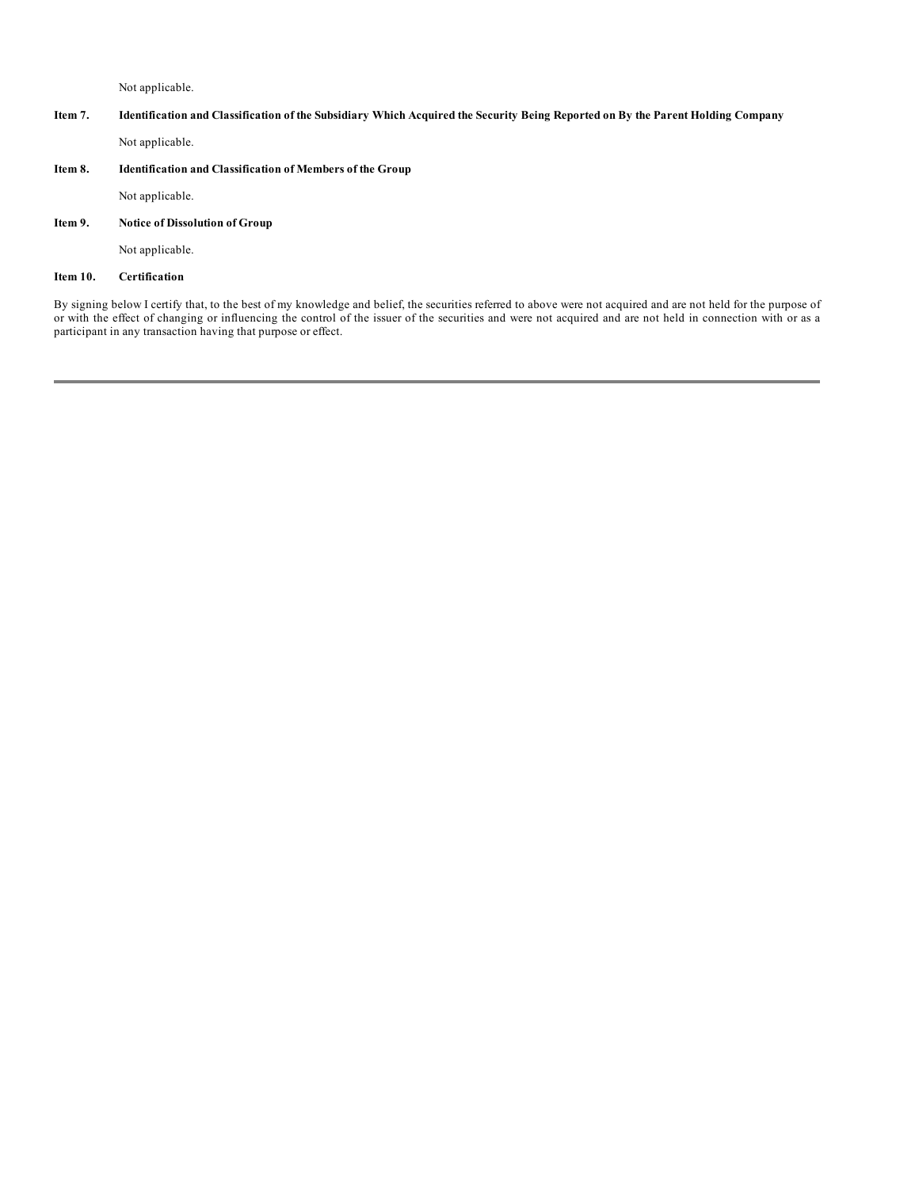Not applicable.

**Item 7. Identification and Classification of the Subsidiary Which Acquired the Security Being Reported on By the Parent Holding Company**

Not applicable.

**Item 8. Identification and Classification of Members of the Group**

Not applicable.

**Item 9. Notice of Dissolution of Group**

Not applicable.

**Item 10. Certification**

By signing below I certify that, to the best of my knowledge and belief, the securities referred to above were not acquired and are not held for the purpose of or with the effect of changing or influencing the control of the issuer of the securities and were not acquired and are not held in connection with or as a participant in any transaction having that purpose or effect.

---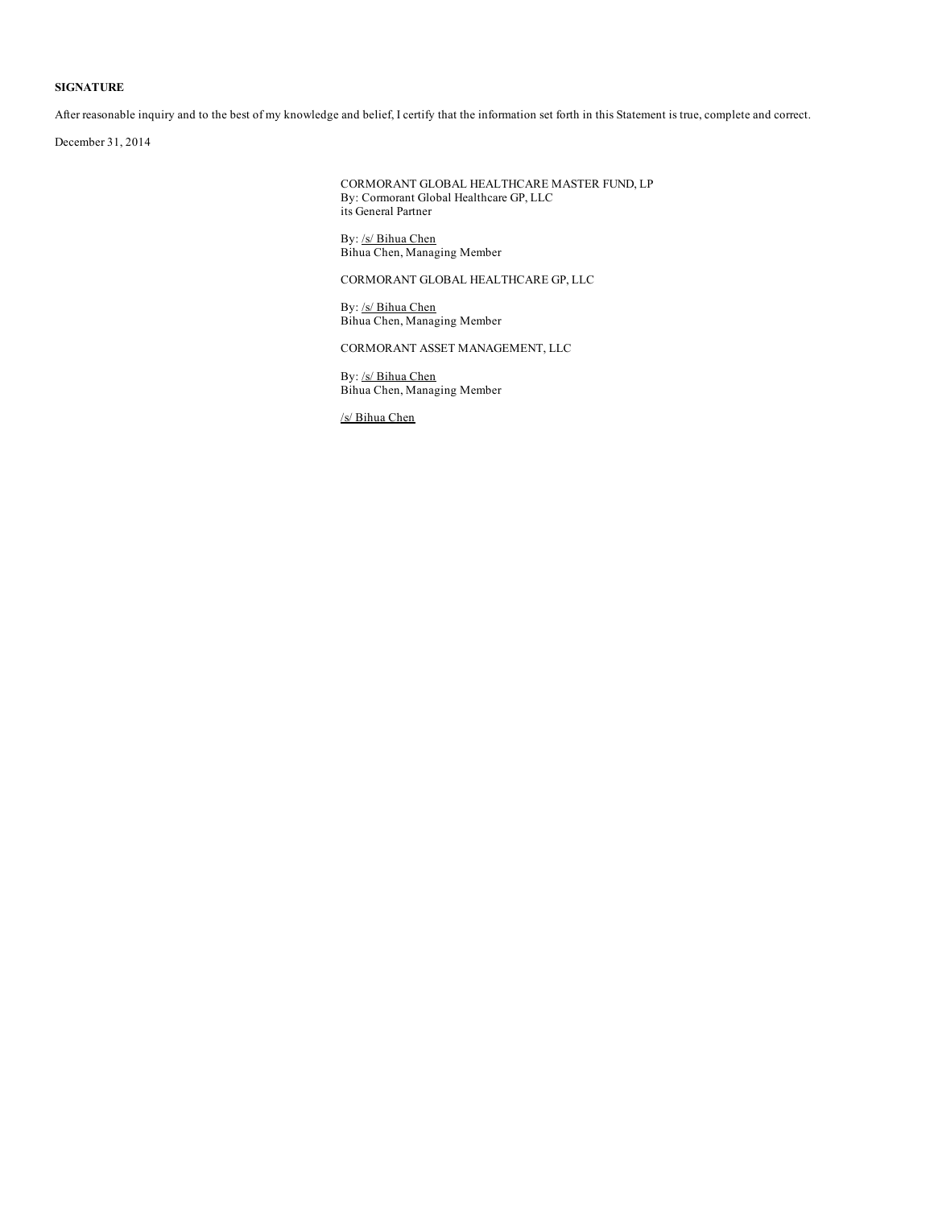**SIGNATURE**

After reasonable inquiry and to the best of my knowledge and belief, I certify that the information set forth in this Statement is true, complete and correct.

December 31, 2014

CORMORANT GLOBAL HEALTHCARE MASTER FUND, LP
By: Cormorant Global Healthcare GP, LLC
its General Partner

By: /s/ Bihua Chen
Bihua Chen, Managing Member

CORMORANT GLOBAL HEALTHCARE GP, LLC

By: /s/ Bihua Chen
Bihua Chen, Managing Member

CORMORANT ASSET MANAGEMENT, LLC

By: /s/ Bihua Chen
Bihua Chen, Managing Member

/s/ Bihua Chen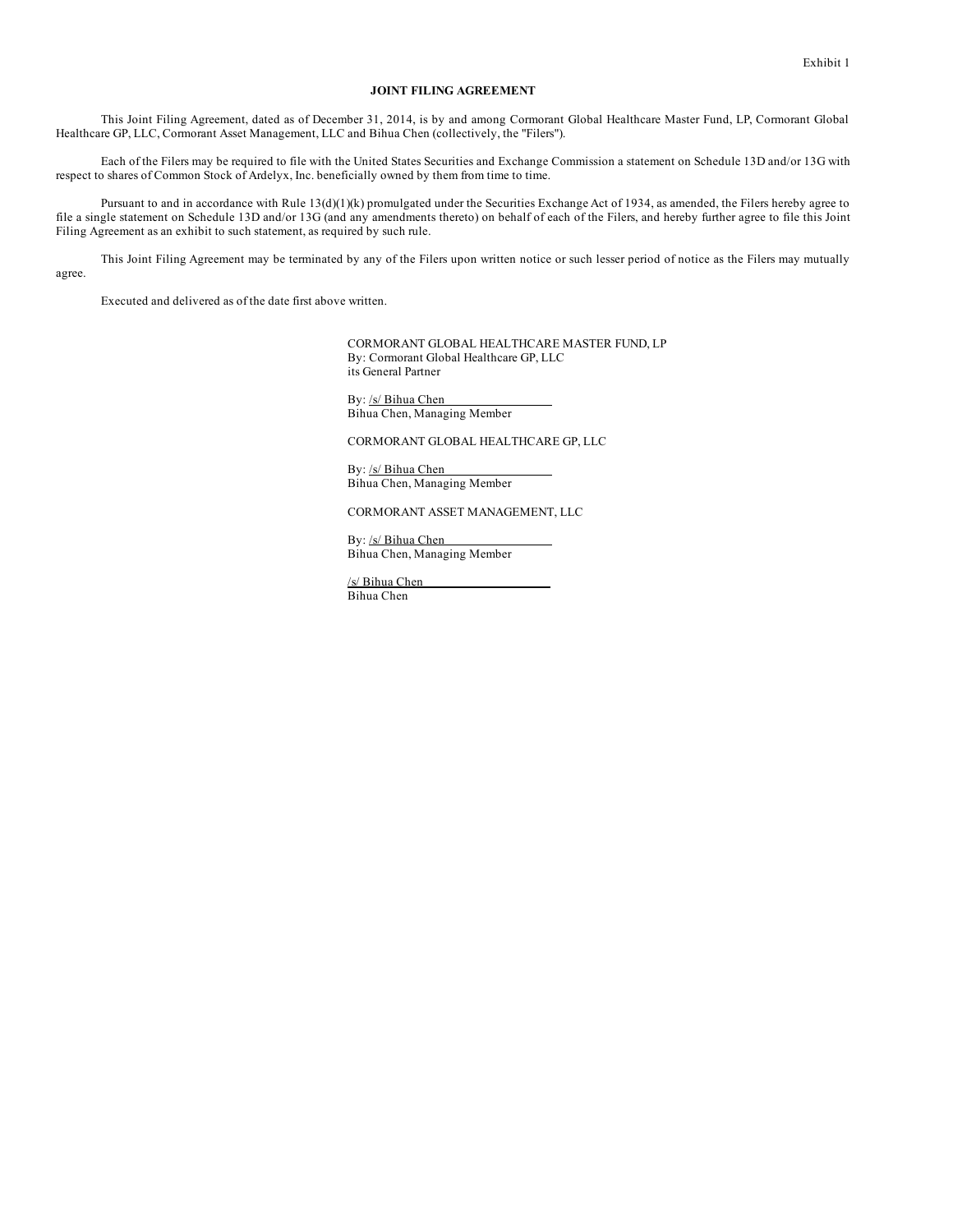Exhibit 1

**JOINT FILING AGREEMENT**

This Joint Filing Agreement, dated as of December 31, 2014, is by and among Cormorant Global Healthcare Master Fund, LP, Cormorant Global Healthcare GP, LLC, Cormorant Asset Management, LLC and Bihua Chen (collectively, the "Filers").

Each of the Filers may be required to file with the United States Securities and Exchange Commission a statement on Schedule 13D and/or 13G with respect to shares of Common Stock of Ardelyx, Inc. beneficially owned by them from time to time.

Pursuant to and in accordance with Rule 13(d)(1)(k) promulgated under the Securities Exchange Act of 1934, as amended, the Filers hereby agree to file a single statement on Schedule 13D and/or 13G (and any amendments thereto) on behalf of each of the Filers, and hereby further agree to file this Joint Filing Agreement as an exhibit to such statement, as required by such rule.

This Joint Filing Agreement may be terminated by any of the Filers upon written notice or such lesser period of notice as the Filers may mutually agree.

Executed and delivered as of the date first above written.

CORMORANT GLOBAL HEALTHCARE MASTER FUND, LP
By: Cormorant Global Healthcare GP, LLC
its General Partner

By: /s/ Bihua Chen
Bihua Chen, Managing Member

CORMORANT GLOBAL HEALTHCARE GP, LLC

By: /s/ Bihua Chen
Bihua Chen, Managing Member

CORMORANT ASSET MANAGEMENT, LLC

By: /s/ Bihua Chen
Bihua Chen, Managing Member

/s/ Bihua Chen
Bihua Chen